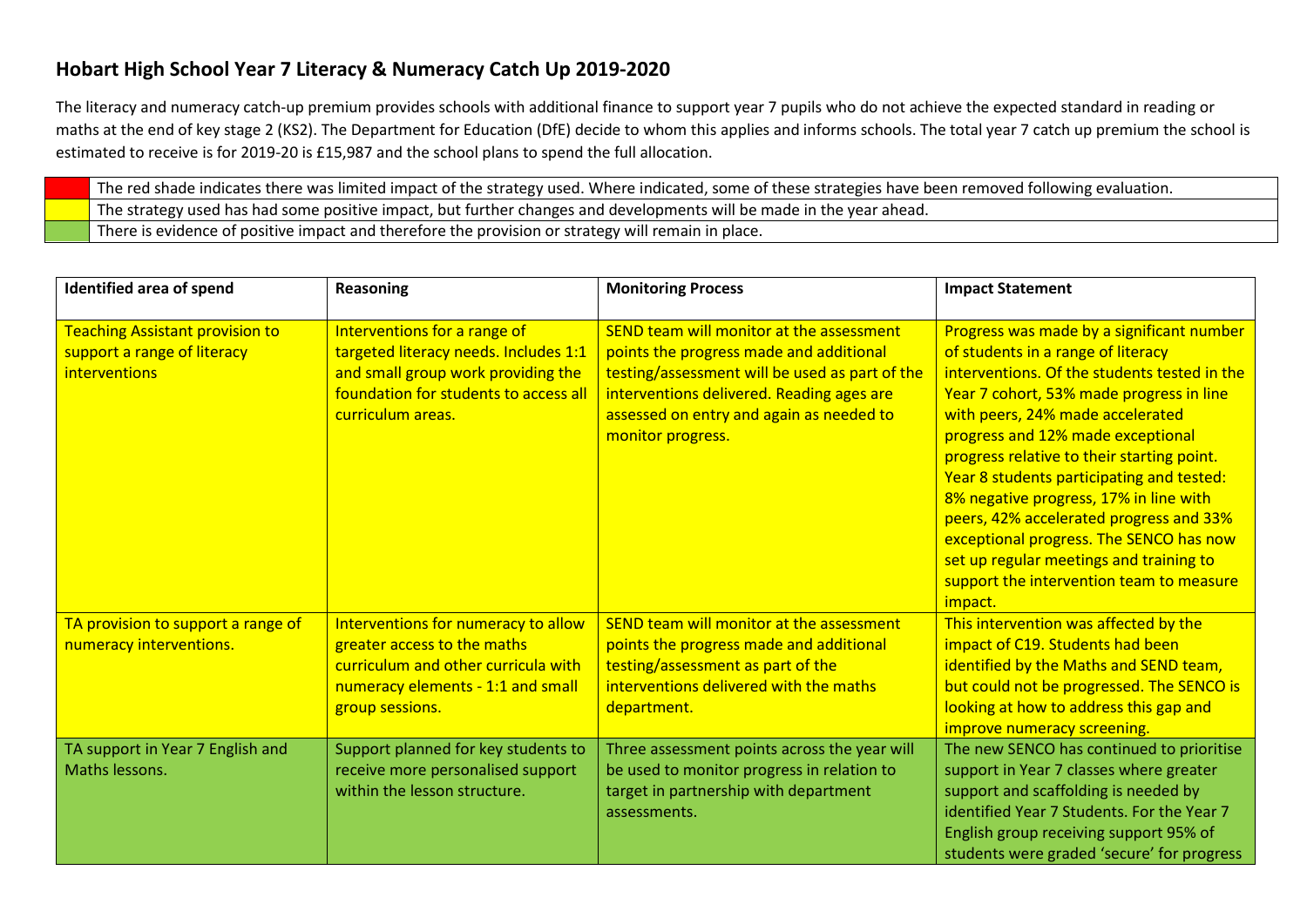# Hobart High School Year 7 Literacy & Numeracy Catch Up 2019-2020

The literacy and numeracy catch-up premium provides schools with additional finance to support year 7 pupils who do not achieve the expected standard in reading or maths at the end of key stage 2 (KS2). The Department for Education (DfE) decide to whom this applies and informs schools. The total year 7 catch up premium the school is estimated to receive is for 2019-20 is £15,987 and the school plans to spend the full allocation.

| | |
|---|---|
| Red | The red shade indicates there was limited impact of the strategy used. Where indicated, some of these strategies have been removed following evaluation. |
| Yellow | The strategy used has had some positive impact, but further changes and developments will be made in the year ahead. |
| Green | There is evidence of positive impact and therefore the provision or strategy will remain in place. |

| Identified area of spend | Reasoning | Monitoring Process | Impact Statement |
|---|---|---|---|
| Teaching Assistant provision to support a range of literacy interventions | Interventions for a range of targeted literacy needs. Includes 1:1 and small group work providing the foundation for students to access all curriculum areas. | SEND team will monitor at the assessment points the progress made and additional testing/assessment will be used as part of the interventions delivered. Reading ages are assessed on entry and again as needed to monitor progress. | Progress was made by a significant number of students in a range of literacy interventions. Of the students tested in the Year 7 cohort, 53% made progress in line with peers, 24% made accelerated progress and 12% made exceptional progress relative to their starting point. Year 8 students participating and tested: 8% negative progress, 17% in line with peers, 42% accelerated progress and 33% exceptional progress. The SENCO has now set up regular meetings and training to support the intervention team to measure impact. |
| TA provision to support a range of numeracy interventions. | Interventions for numeracy to allow greater access to the maths curriculum and other curricula with numeracy elements - 1:1 and small group sessions. | SEND team will monitor at the assessment points the progress made and additional testing/assessment as part of the interventions delivered with the maths department. | This intervention was affected by the impact of C19. Students had been identified by the Maths and SEND team, but could not be progressed. The SENCO is looking at how to address this gap and improve numeracy screening. |
| TA support in Year 7 English and Maths lessons. | Support planned for key students to receive more personalised support within the lesson structure. | Three assessment points across the year will be used to monitor progress in relation to target in partnership with department assessments. | The new SENCO has continued to prioritise support in Year 7 classes where greater support and scaffolding is needed by identified Year 7 Students. For the Year 7 English group receiving support 95% of students were graded 'secure' for progress |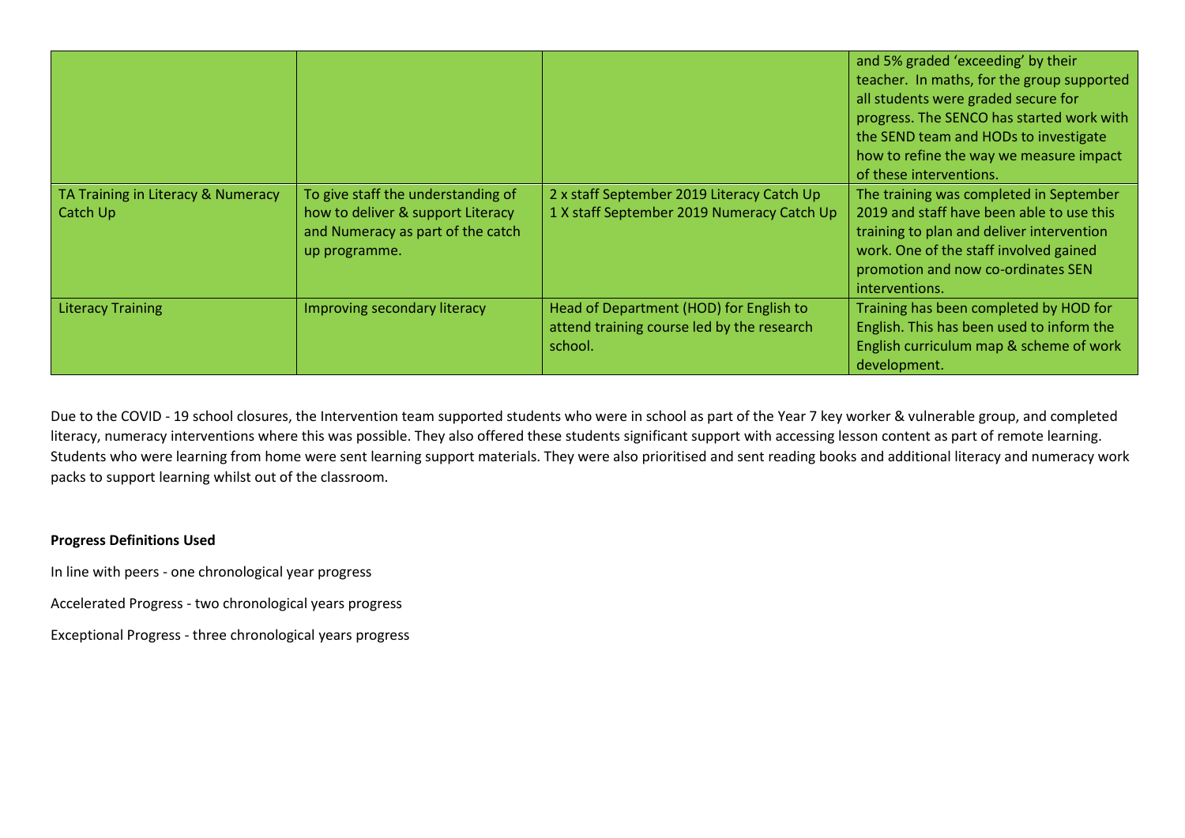| | | | |
|---|---|---|---|
| | | | and 5% graded 'exceeding' by their teacher. In maths, for the group supported all students were graded secure for progress. The SENCO has started work with the SEND team and HODs to investigate how to refine the way we measure impact of these interventions. |
| TA Training in Literacy & Numeracy Catch Up | To give staff the understanding of how to deliver & support Literacy and Numeracy as part of the catch up programme. | 2 x staff September 2019 Literacy Catch Up<br>1 X staff September 2019 Numeracy Catch Up | The training was completed in September 2019 and staff have been able to use this training to plan and deliver intervention work. One of the staff involved gained promotion and now co-ordinates SEN interventions. |
| Literacy Training | Improving secondary literacy | Head of Department (HOD) for English to attend training course led by the research school. | Training has been completed by HOD for English. This has been used to inform the English curriculum map & scheme of work development. |

Due to the COVID - 19 school closures, the Intervention team supported students who were in school as part of the Year 7 key worker & vulnerable group, and completed literacy, numeracy interventions where this was possible. They also offered these students significant support with accessing lesson content as part of remote learning. Students who were learning from home were sent learning support materials. They were also prioritised and sent reading books and additional literacy and numeracy work packs to support learning whilst out of the classroom.

**Progress Definitions Used**

In line with peers - one chronological year progress

Accelerated Progress - two chronological years progress

Exceptional Progress - three chronological years progress